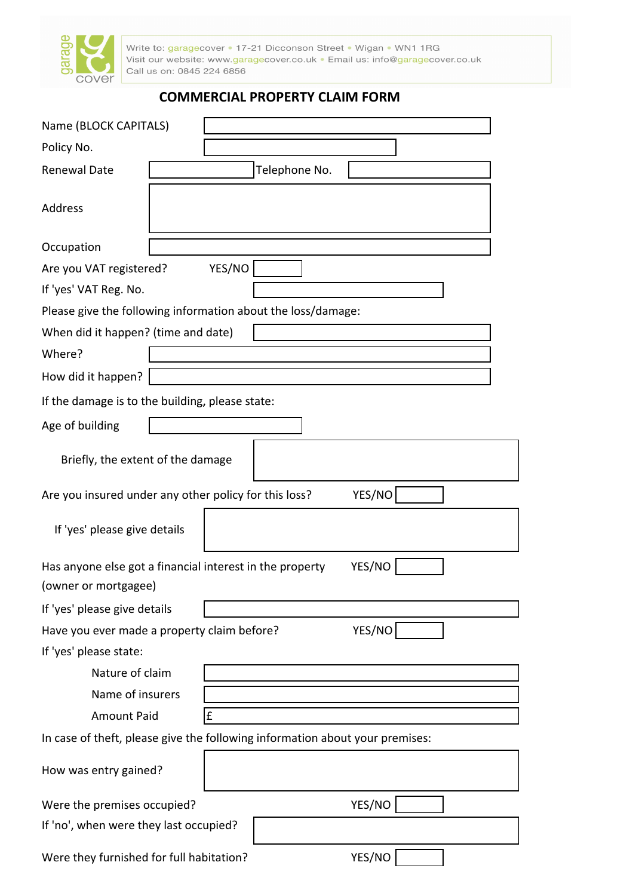Write to: garagecover • 17-21 Dicconson Street • Wigan • WN1 1RG
Visit our website: www.garagecover.co.uk • Email us: info@garagecover.co.uk
Call us on: 0845 224 6856

# COMMERCIAL PROPERTY CLAIM FORM

Name (BLOCK CAPITALS)

Policy No.

Renewal Date | Telephone No.

Address

Occupation

Are you VAT registered? YES/NO

If 'yes' VAT Reg. No.

Please give the following information about the loss/damage:

When did it happen? (time and date)

Where?

How did it happen?

If the damage is to the building, please state:

Age of building

Briefly, the extent of the damage

Are you insured under any other policy for this loss? YES/NO

If 'yes' please give details

Has anyone else got a financial interest in the property (owner or mortgagee) YES/NO

If 'yes' please give details

Have you ever made a property claim before? YES/NO

If 'yes' please state:

Nature of claim

Name of insurers

Amount Paid £

In case of theft, please give the following information about your premises:

How was entry gained?

Were the premises occupied? YES/NO

If 'no', when were they last occupied?

Were they furnished for full habitation? YES/NO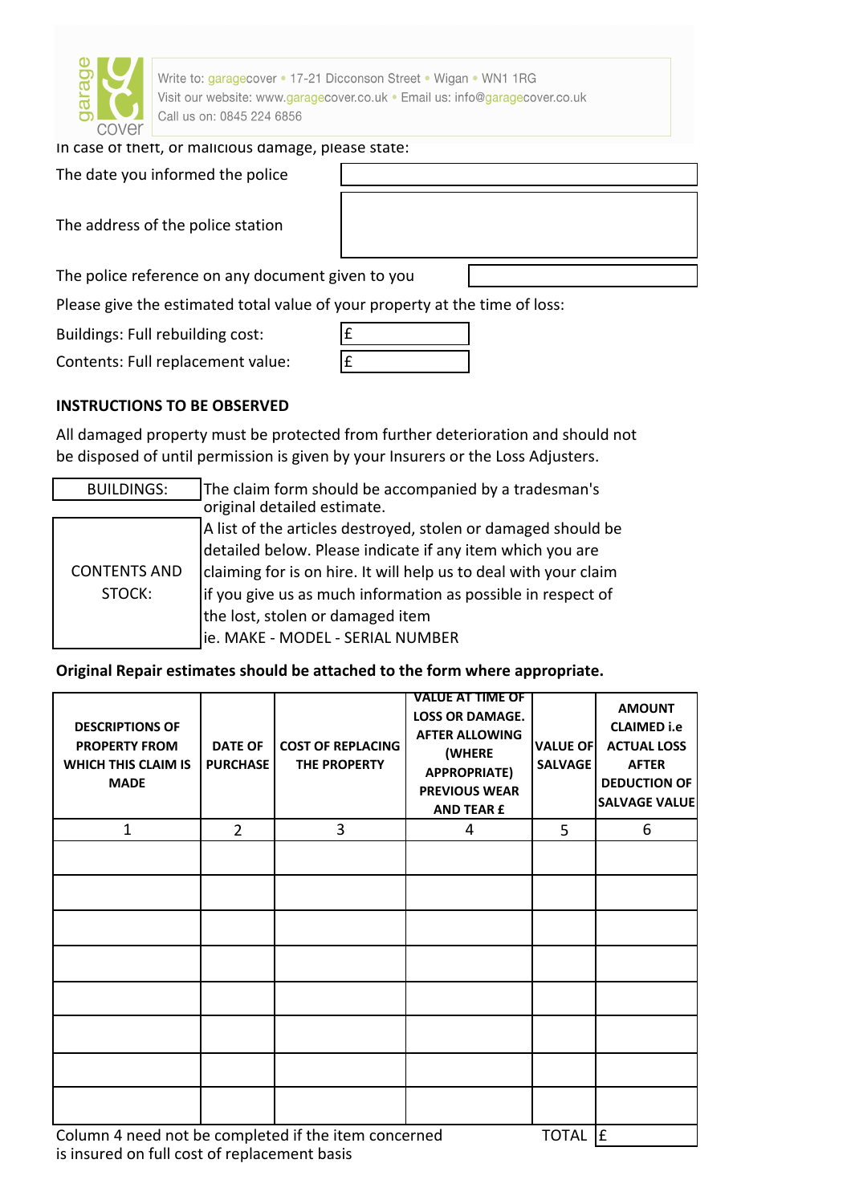Write to: garagecover • 17-21 Dicconson Street • Wigan • WN1 1RG
Visit our website: www.garagecover.co.uk • Email us: info@garagecover.co.uk
Call us on: 0845 224 6856

In case of theft, or malicious damage, please state:

| | |
|---|---|
| The date you informed the police | |
| The address of the police station | |
| The police reference on any document given to you | |

Please give the estimated total value of your property at the time of loss:

| | |
|---|---|
| Buildings: Full rebuilding cost: | £ |
| Contents: Full replacement value: | £ |

**INSTRUCTIONS TO BE OBSERVED**

All damaged property must be protected from further deterioration and should not be disposed of until permission is given by your Insurers or the Loss Adjusters.

| | |
|---|---|
| BUILDINGS: | The claim form should be accompanied by a tradesman's original detailed estimate. |
| CONTENTS AND STOCK: | A list of the articles destroyed, stolen or damaged should be detailed below. Please indicate if any item which you are claiming for is on hire. It will help us to deal with your claim if you give us as much information as possible in respect of the lost, stolen or damaged item ie. MAKE - MODEL - SERIAL NUMBER |

**Original Repair estimates should be attached to the form where appropriate.**

| DESCRIPTIONS OF PROPERTY FROM WHICH THIS CLAIM IS MADE | DATE OF PURCHASE | COST OF REPLACING THE PROPERTY | VALUE AT TIME OF LOSS OR DAMAGE. AFTER ALLOWING (WHERE APPROPRIATE) PREVIOUS WEAR AND TEAR £ | VALUE OF SALVAGE | AMOUNT CLAIMED i.e ACTUAL LOSS AFTER DEDUCTION OF SALVAGE VALUE |
|---|---|---|---|---|---|
| 1 | 2 | 3 | 4 | 5 | 6 |
| | | | | | |
| | | | | | |
| | | | | | |
| | | | | | |
| | | | | | |
| | | | | | |
| | | | | | |
| | | | | | |
| | | | | TOTAL | £ |

Column 4 need not be completed if the item concerned is insured on full cost of replacement basis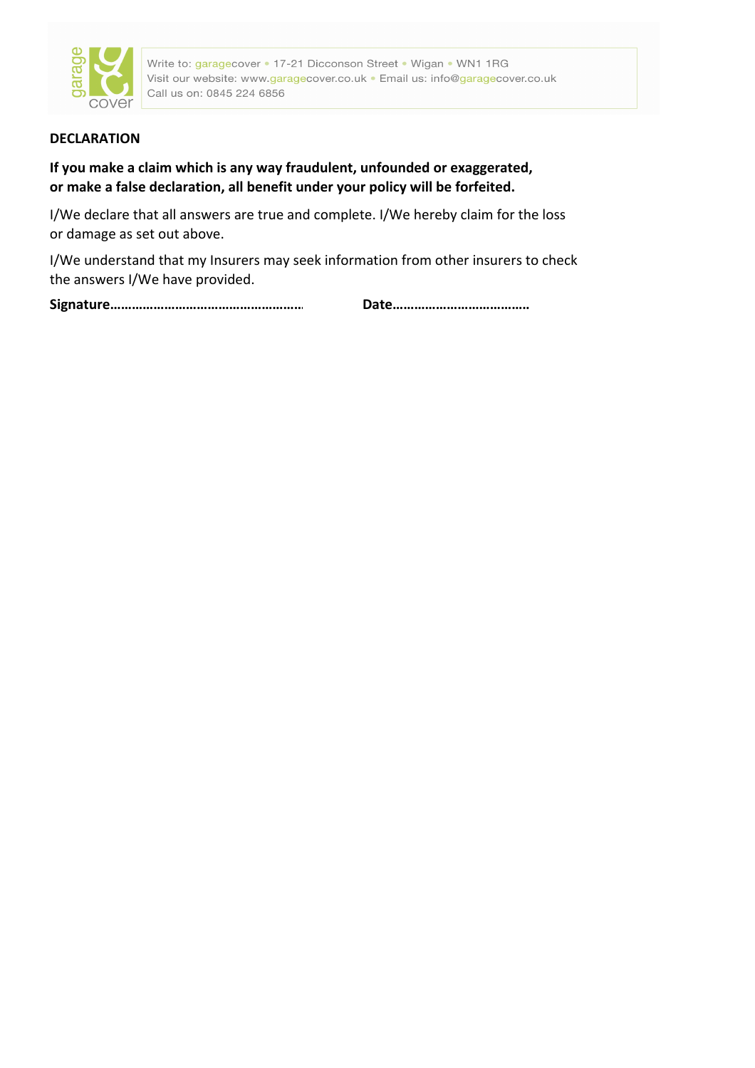Write to: garagecover • 17-21 Dicconson Street • Wigan • WN1 1RG
Visit our website: www.garagecover.co.uk • Email us: info@garagecover.co.uk
Call us on: 0845 224 6856

**DECLARATION**

**If you make a claim which is any way fraudulent, unfounded or exaggerated, or make a false declaration, all benefit under your policy will be forfeited.**

I/We declare that all answers are true and complete. I/We hereby claim for the loss or damage as set out above.

I/We understand that my Insurers may seek information from other insurers to check the answers I/We have provided.

**Signature………………………………………………** **Date………………………………**